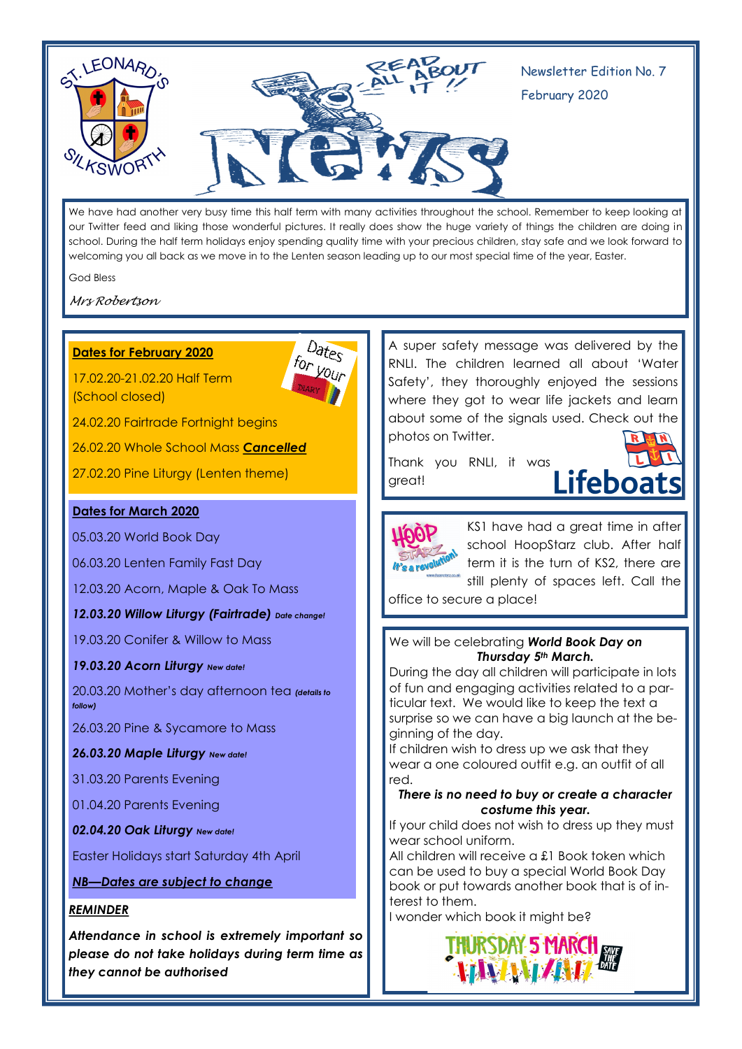ST. LEONARD'S SILKSWORTH

READ ALL ABOUT IT !!

# News

Newsletter Edition No. 7

February 2020

We have had another very busy time this half term with many activities throughout the school. Remember to keep looking at our Twitter feed and liking those wonderful pictures. It really does show the huge variety of things the children are doing in school. During the half term holidays enjoy spending quality time with your precious children, stay safe and we look forward to welcoming you all back as we move in to the Lenten season leading up to our most special time of the year, Easter.

God Bless

*Mrs Robertson*

## **Dates for February 2020**

Dates for your DIARY

17.02.20-21.02.20 Half Term (School closed)

24.02.20 Fairtrade Fortnight begins

26.02.20 Whole School Mass ***Cancelled***

27.02.20 Pine Liturgy (Lenten theme)

## **Dates for March 2020**

05.03.20 World Book Day

06.03.20 Lenten Family Fast Day

12.03.20 Acorn, Maple & Oak To Mass

***12.03.20 Willow Liturgy (Fairtrade)*** ***Date change!***

19.03.20 Conifer & Willow to Mass

***19.03.20 Acorn Liturgy*** ***New date!***

20.03.20 Mother's day afternoon tea ***(details to follow)***

26.03.20 Pine & Sycamore to Mass

***26.03.20 Maple Liturgy*** ***New date!***

31.03.20 Parents Evening

01.04.20 Parents Evening

***02.04.20 Oak Liturgy*** ***New date!***

Easter Holidays start Saturday 4th April

***NB—Dates are subject to change***

***REMINDER***

***Attendance in school is extremely important so please do not take holidays during term time as they cannot be authorised***

A super safety message was delivered by the RNLI. The children learned all about 'Water Safety', they thoroughly enjoyed the sessions where they got to wear life jackets and learn about some of the signals used. Check out the photos on Twitter.

Thank you RNLI, it was great!

RNLI Lifeboats

HOOP STARZ It's a revolution!

KS1 have had a great time in after school HoopStarz club. After half term it is the turn of KS2, there are still plenty of spaces left. Call the office to secure a place!

We will be celebrating ***World Book Day on Thursday 5th March.***

During the day all children will participate in lots of fun and engaging activities related to a particular text. We would like to keep the text a surprise so we can have a big launch at the beginning of the day.

If children wish to dress up we ask that they wear a one coloured outfit e.g. an outfit of all red.

***There is no need to buy or create a character costume this year.***

If your child does not wish to dress up they must wear school uniform.

All children will receive a £1 Book token which can be used to buy a special World Book Day book or put towards another book that is of interest to them.

I wonder which book it might be?

THURSDAY 5 MARCH — SAVE THE DATE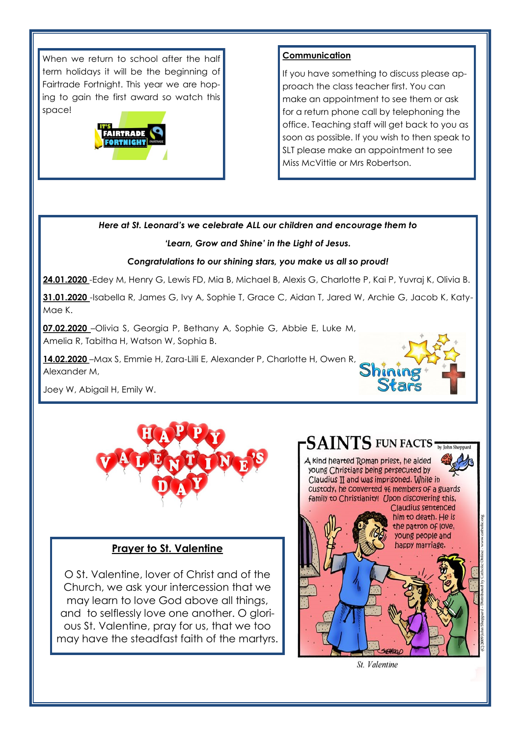When we return to school after the half term holidays it will be the beginning of Fairtrade Fortnight. This year we are hoping to gain the first award so watch this space!

## Communication

If you have something to discuss please approach the class teacher first. You can make an appointment to see them or ask for a return phone call by telephoning the office. Teaching staff will get back to you as soon as possible. If you wish to then speak to SLT please make an appointment to see Miss McVittie or Mrs Robertson.

***Here at St. Leonard's we celebrate ALL our children and encourage them to***

***'Learn, Grow and Shine' in the Light of Jesus.***

***Congratulations to our shining stars, you make us all so proud!***

**24.01.2020** -Edey M, Henry G, Lewis FD, Mia B, Michael B, Alexis G, Charlotte P, Kai P, Yuvraj K, Olivia B.

**31.01.2020** -Isabella R, James G, Ivy A, Sophie T, Grace C, Aidan T, Jared W, Archie G, Jacob K, Katy-Mae K.

**07.02.2020** –Olivia S, Georgia P, Bethany A, Sophie G, Abbie E, Luke M, Amelia R, Tabitha H, Watson W, Sophia B.

**14.02.2020** –Max S, Emmie H, Zara-Lilli E, Alexander P, Charlotte H, Owen R, Alexander M,

Joey W, Abigail H, Emily W.

HAPPY VALENTINE'S DAY

## Prayer to St. Valentine

O St. Valentine, lover of Christ and of the Church, we ask your intercession that we may learn to love God above all things, and to selflessly love one another. O glorious St. Valentine, pray for us, that we too may have the steadfast faith of the martyrs.

SAINTS FUN FACTS by John Sheppard

A kind hearted Roman priest, he aided young Christians being persecuted by Claudius II and was imprisoned. While in custody, he converted 46 members of a guards family to Christianity! Upon discovering this, Claudius sentenced him to death. He is the patron of love, young people and happy marriage.

St. Valentine